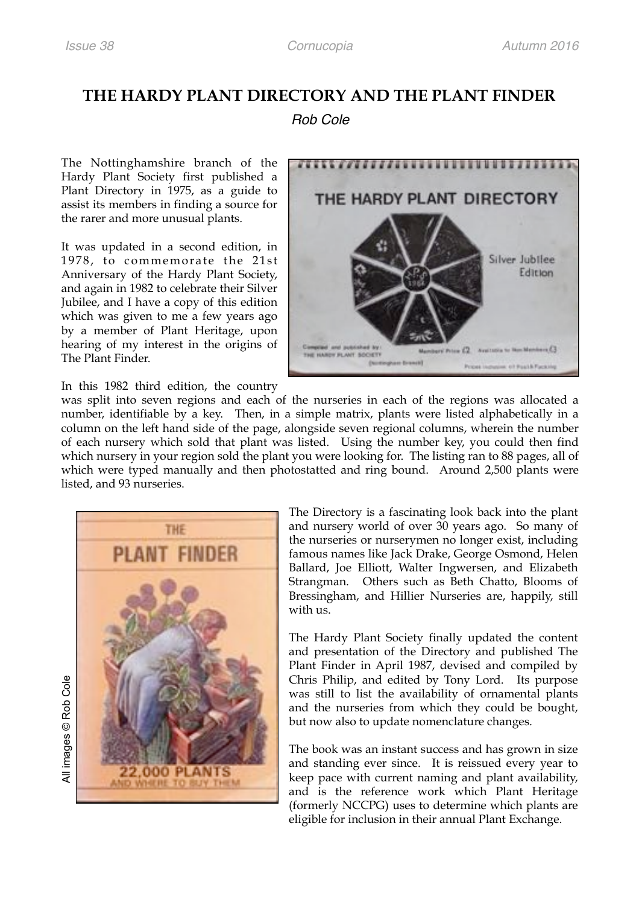# THE HARDY PLANT DIRECTORY AND THE PLANT FINDER

*Rob Cole*

The Nottinghamshire branch of the Hardy Plant Society first published a Plant Directory in 1975, as a guide to assist its members in finding a source for the rarer and more unusual plants.

It was updated in a second edition, in 1978, to commemorate the 21st Anniversary of the Hardy Plant Society, and again in 1982 to celebrate their Silver Jubilee, and I have a copy of this edition which was given to me a few years ago by a member of Plant Heritage, upon hearing of my interest in the origins of The Plant Finder.

In this 1982 third edition, the country was split into seven regions and each of the nurseries in each of the regions was allocated a number, identifiable by a key. Then, in a simple matrix, plants were listed alphabetically in a column on the left hand side of the page, alongside seven regional columns, wherein the number of each nursery which sold that plant was listed. Using the number key, you could then find which nursery in your region sold the plant you were looking for. The listing ran to 88 pages, all of which were typed manually and then photostatted and ring bound. Around 2,500 plants were listed, and 93 nurseries.

All images © Rob Cole

The Directory is a fascinating look back into the plant and nursery world of over 30 years ago. So many of the nurseries or nurserymen no longer exist, including famous names like Jack Drake, George Osmond, Helen Ballard, Joe Elliott, Walter Ingwersen, and Elizabeth Strangman. Others such as Beth Chatto, Blooms of Bressingham, and Hillier Nurseries are, happily, still with us.

The Hardy Plant Society finally updated the content and presentation of the Directory and published The Plant Finder in April 1987, devised and compiled by Chris Philip, and edited by Tony Lord. Its purpose was still to list the availability of ornamental plants and the nurseries from which they could be bought, but now also to update nomenclature changes.

The book was an instant success and has grown in size and standing ever since. It is reissued every year to keep pace with current naming and plant availability, and is the reference work which Plant Heritage (formerly NCCPG) uses to determine which plants are eligible for inclusion in their annual Plant Exchange.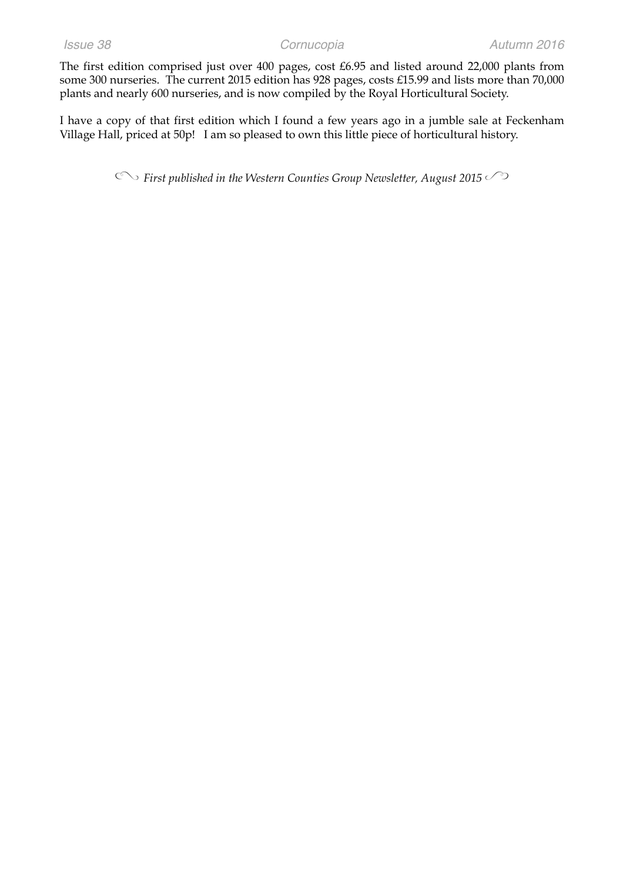The first edition comprised just over 400 pages, cost £6.95 and listed around 22,000 plants from some 300 nurseries. The current 2015 edition has 928 pages, costs £15.99 and lists more than 70,000 plants and nearly 600 nurseries, and is now compiled by the Royal Horticultural Society.

I have a copy of that first edition which I found a few years ago in a jumble sale at Feckenham Village Hall, priced at 50p! I am so pleased to own this little piece of horticultural history.

*First published in the Western Counties Group Newsletter, August 2015*